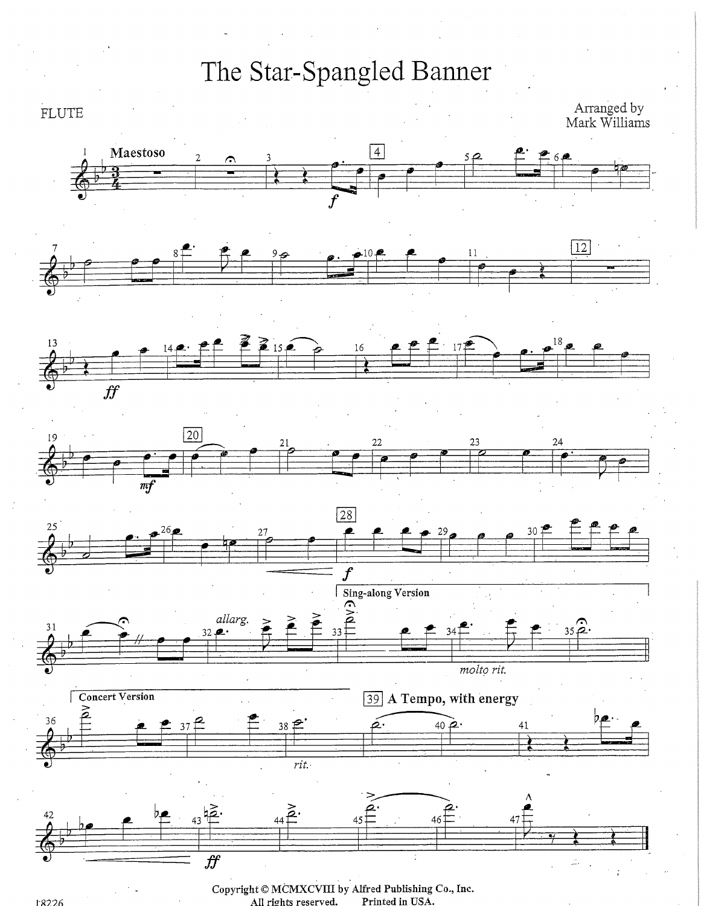# The Star-Spangled Banner

FLUTE

Arranged by
Mark Williams

Copyright © MCMXCVIII by Alfred Publishing Co., Inc.
All rights reserved. Printed in USA.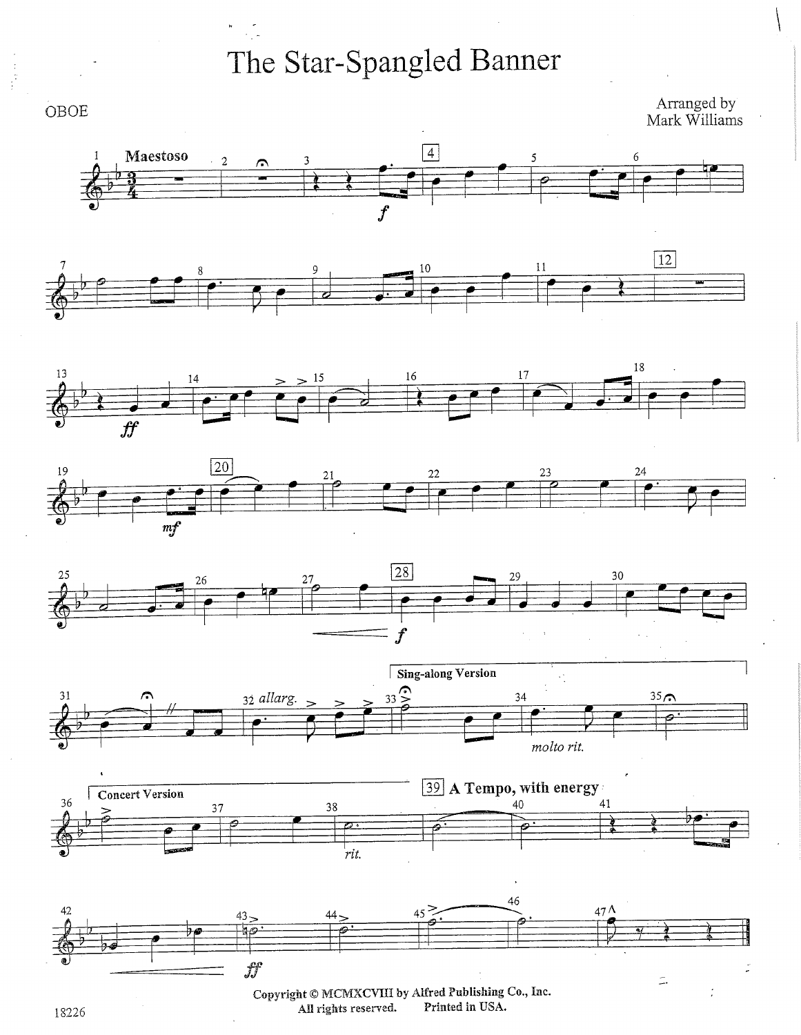# The Star-Spangled Banner

OBOE

Arranged by
Mark Williams

Maestoso

*f*

*ff*

*mf*

*f*

Sing-along Version

*allarg.*

*molto rit.*

Concert Version

*rit.*

A Tempo, with energy

*ff*

Copyright © MCMXCVIII by Alfred Publishing Co., Inc.
All rights reserved. Printed in USA.

18226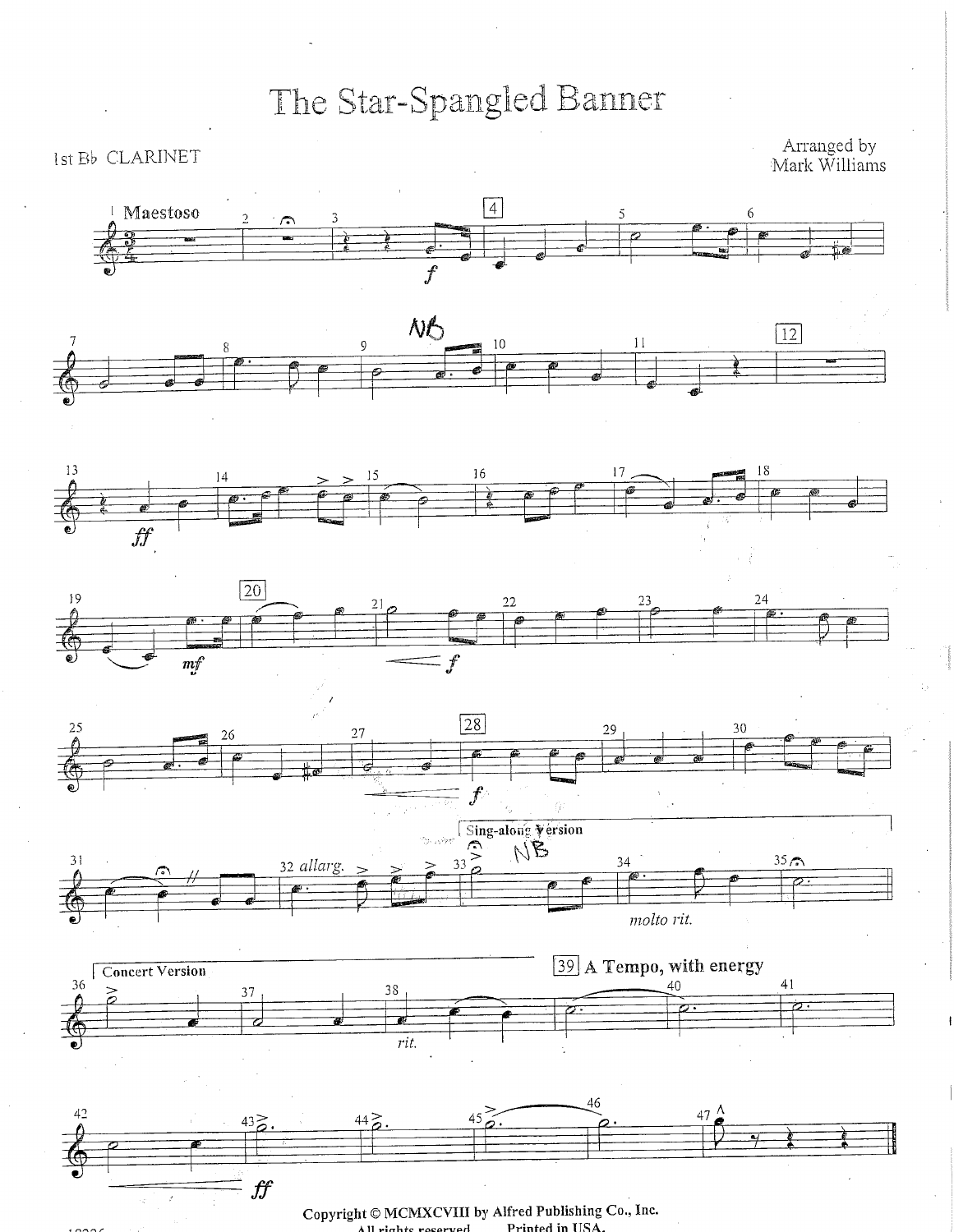# The Star-Spangled Banner

1st B♭ CLARINET

Arranged by
Mark Williams

Copyright © MCMXCVIII by Alfred Publishing Co., Inc.
All rights reserved. Printed in USA.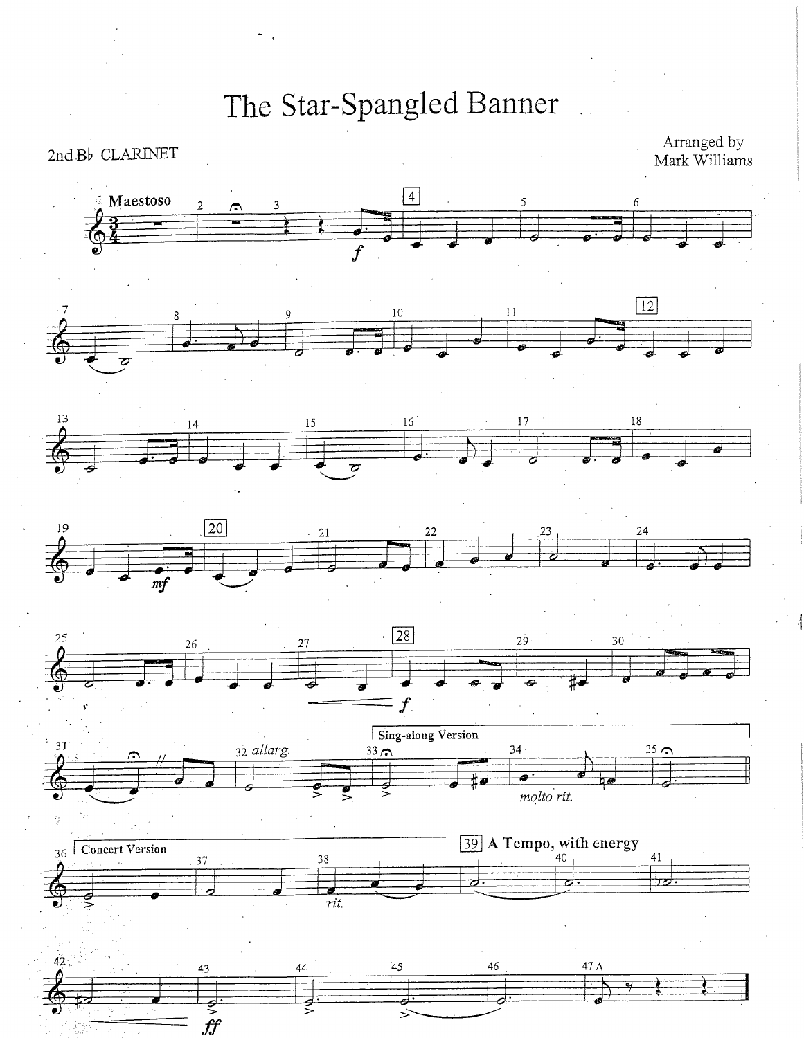# The Star-Spangled Banner

2nd B♭ CLARINET

Arranged by
Mark Williams

Maestoso

Sing-along Version

Concert Version

A Tempo, with energy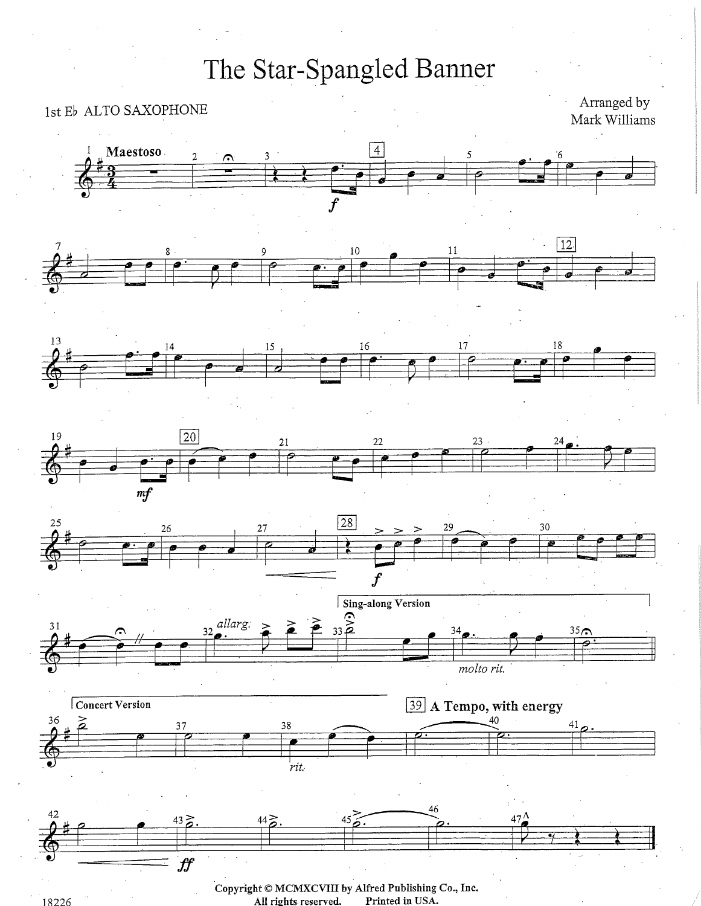# The Star-Spangled Banner

1st E♭ ALTO SAXOPHONE

Arranged by
Mark Williams

Copyright © MCMXCVIII by Alfred Publishing Co., Inc.
All rights reserved. Printed in USA.

18226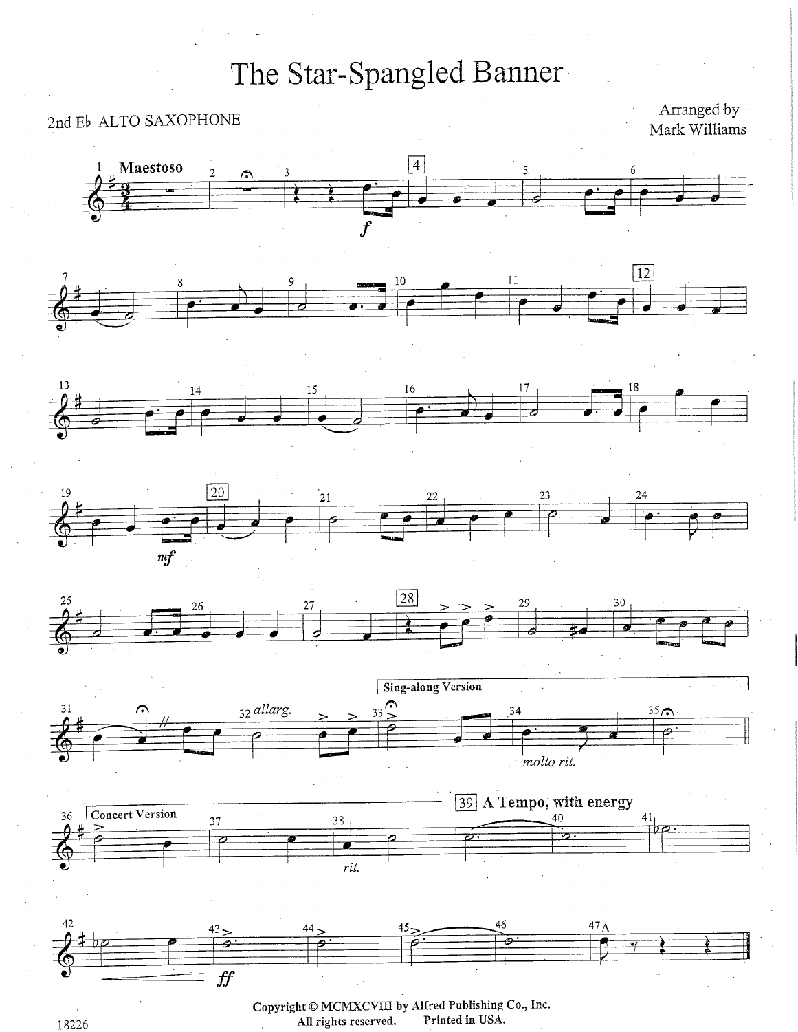# The Star-Spangled Banner

2nd E♭ ALTO SAXOPHONE

Arranged by
Mark Williams

Copyright © MCMXCVIII by Alfred Publishing Co., Inc.
All rights reserved. Printed in USA.

18226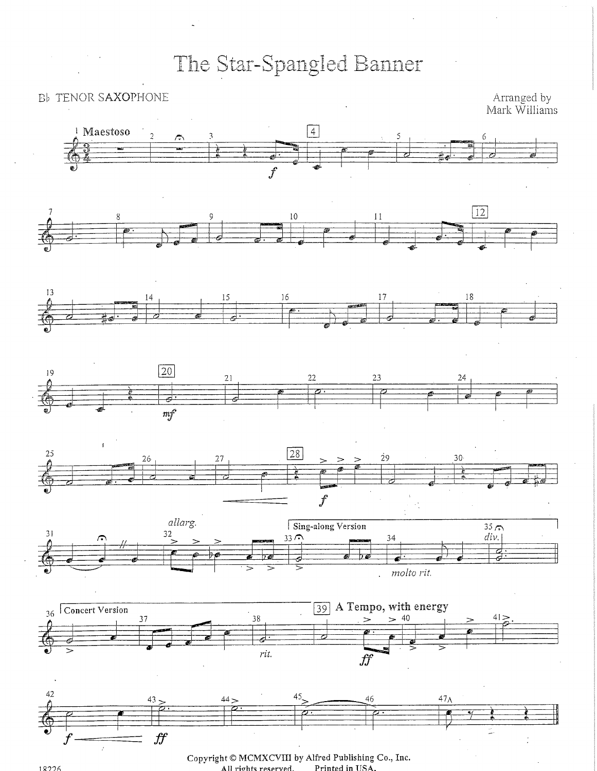# The Star-Spangled Banner

B♭ TENOR SAXOPHONE

Arranged by
Mark Williams

Copyright © MCMXCVIII by Alfred Publishing Co., Inc.
All rights reserved. Printed in USA.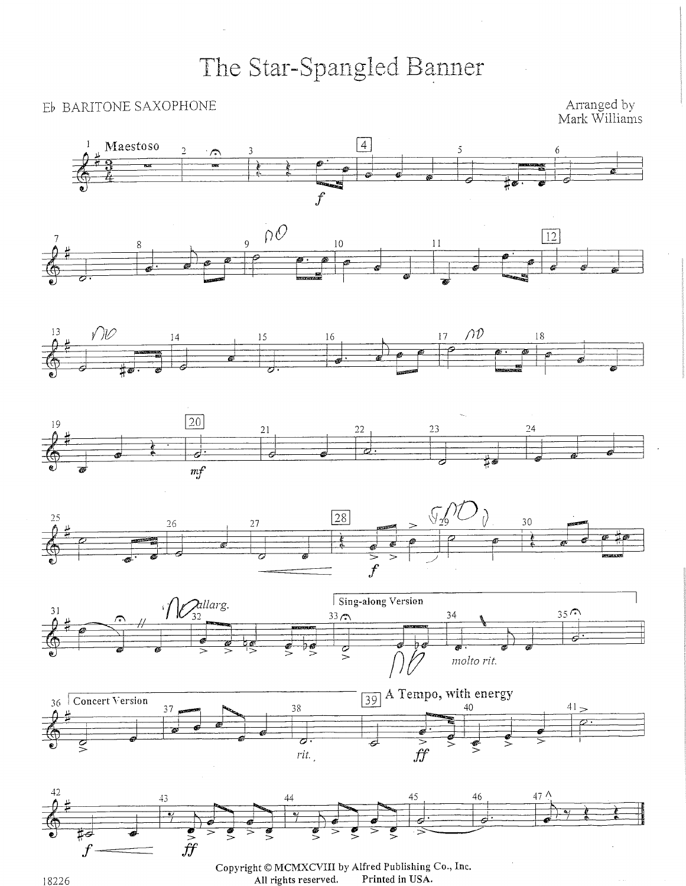# The Star-Spangled Banner

E♭ BARITONE SAXOPHONE

Arranged by
Mark Williams

Maestoso

Sing-along Version

*molto rit.*

Concert Version

*rit.*

A Tempo, with energy

Copyright © MCMXCVIII by Alfred Publishing Co., Inc.
All rights reserved. Printed in USA.

18226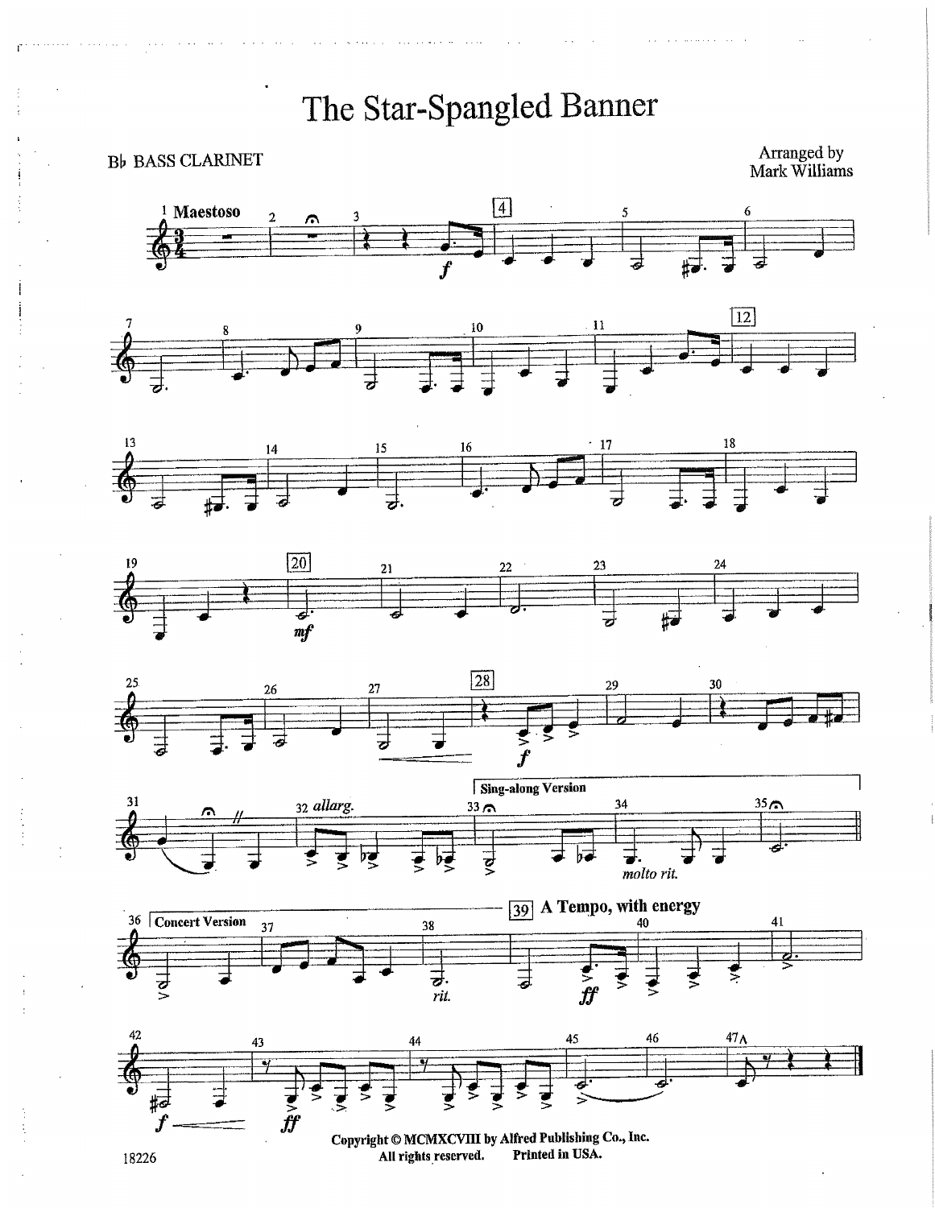# The Star-Spangled Banner

B♭ BASS CLARINET

Arranged by
Mark Williams

Copyright © MCMXCVIII by Alfred Publishing Co., Inc.
All rights reserved. Printed in USA.

18226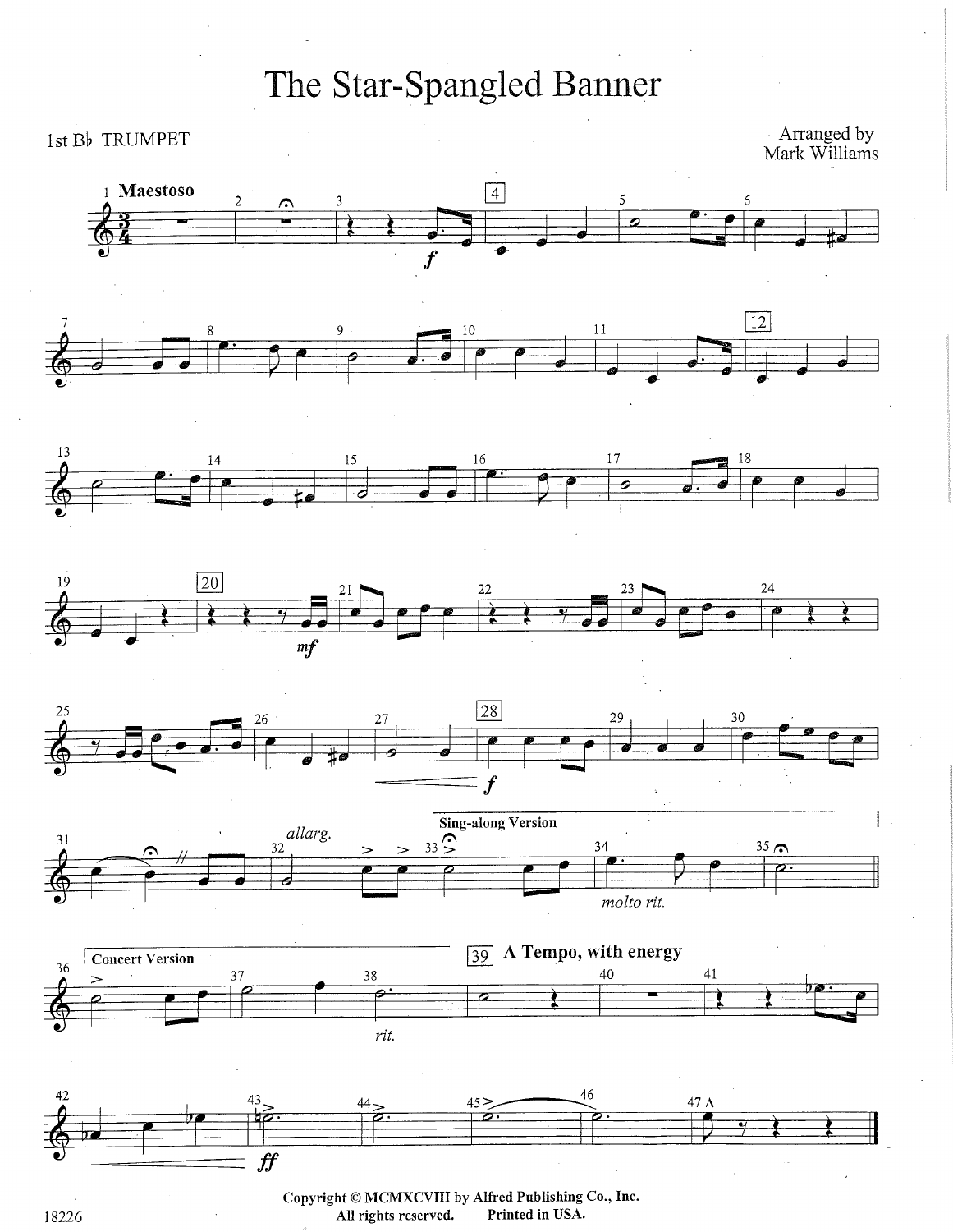# The Star-Spangled Banner

1st B♭ TRUMPET

Arranged by
Mark Williams

Copyright © MCMXCVIII by Alfred Publishing Co., Inc.
All rights reserved. Printed in USA.

18226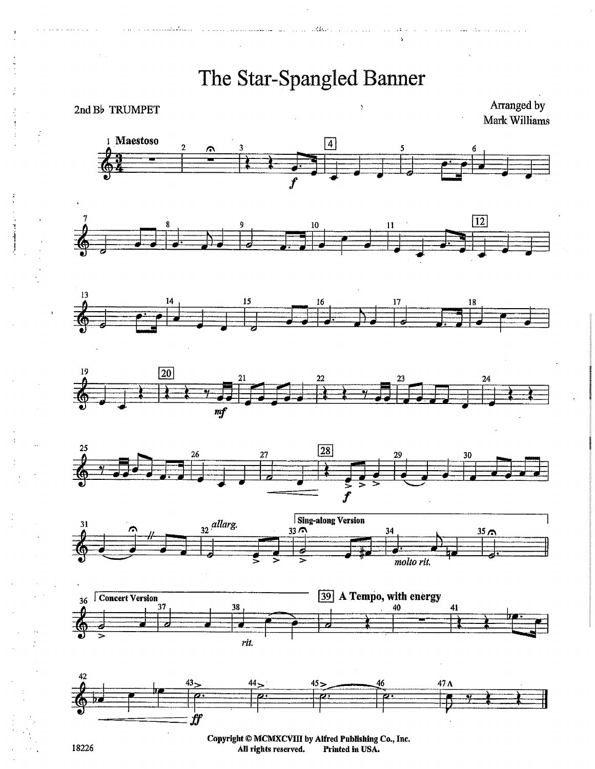# The Star-Spangled Banner

2nd B♭ TRUMPET

Arranged by
Mark Williams

Copyright © MCMXCVIII by Alfred Publishing Co., Inc.
All rights reserved. Printed in USA.

18226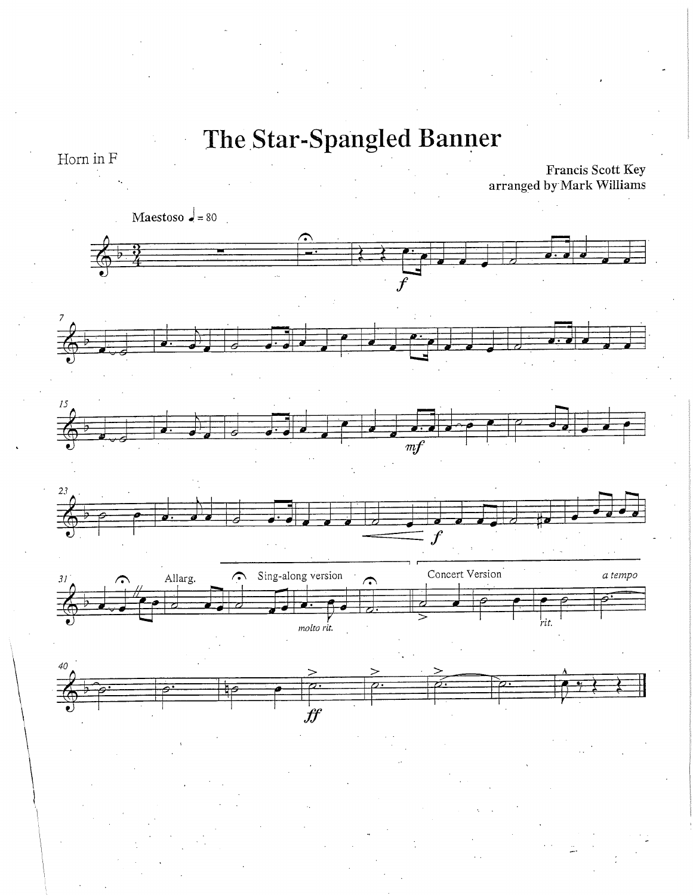# The Star-Spangled Banner

Horn in F

Francis Scott Key
arranged by Mark Williams

Maestoso ♩ = 80

*f*

*mf*

*f*

Allarg.

Sing-along version

*molto rit.*

Concert Version

*rit.*

*a tempo*

*ff*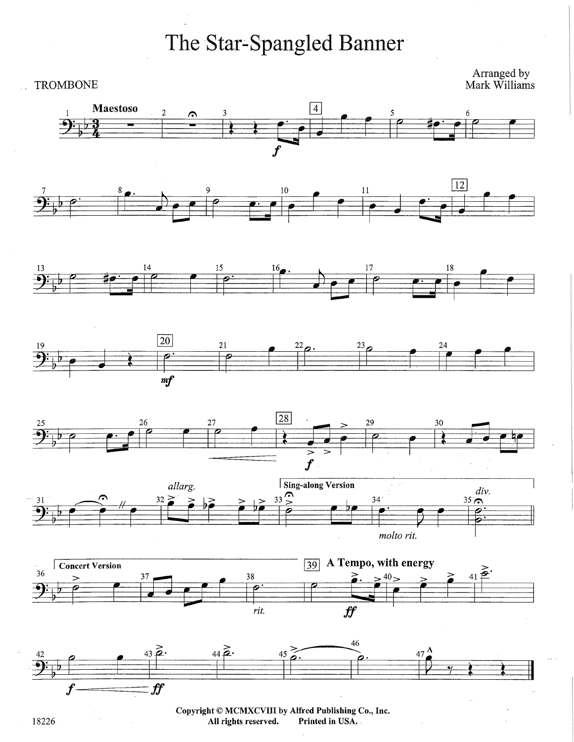# The Star-Spangled Banner

TROMBONE

Arranged by
Mark Williams

Copyright © MCMXCVIII by Alfred Publishing Co., Inc.
All rights reserved. Printed in USA.

18226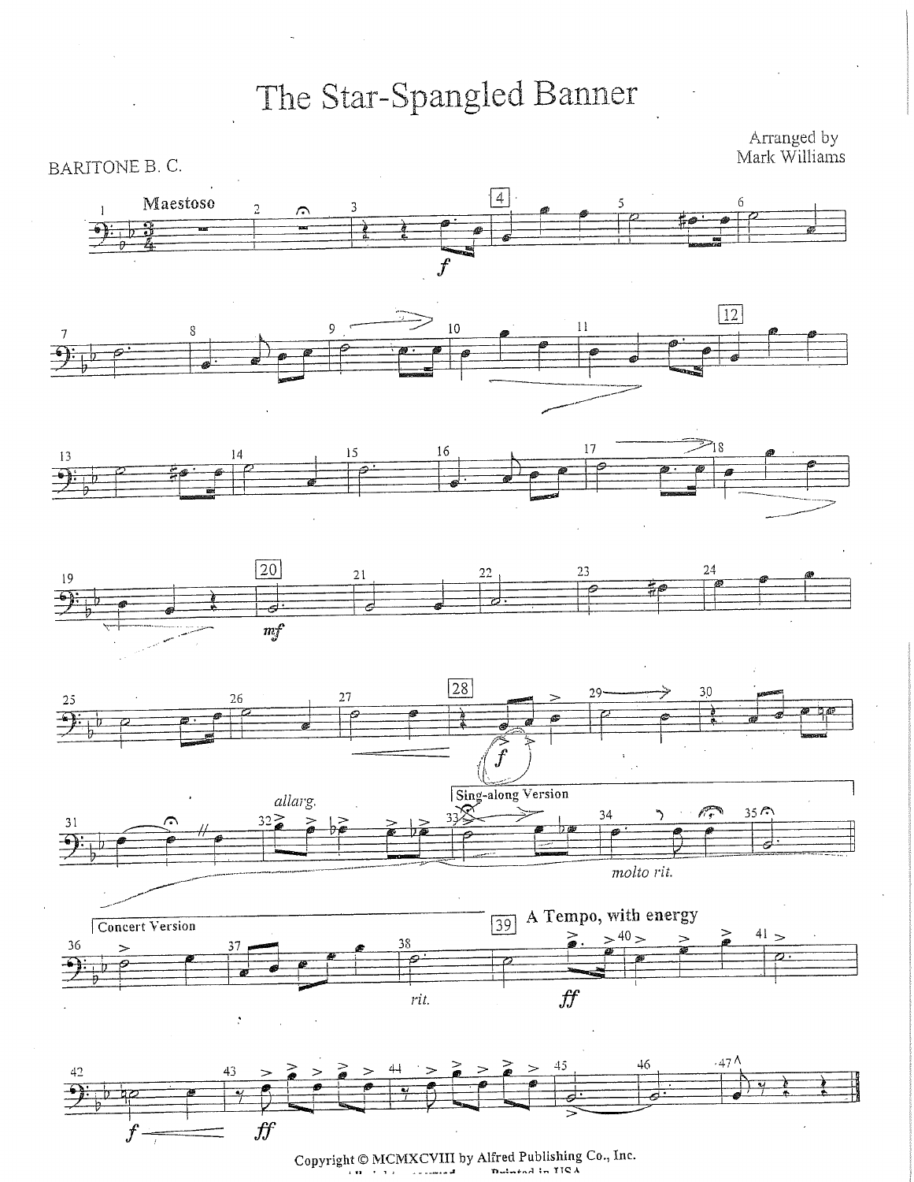# The Star-Spangled Banner

BARITONE B. C.

Arranged by
Mark Williams

Copyright © MCMXCVIII by Alfred Publishing Co., Inc.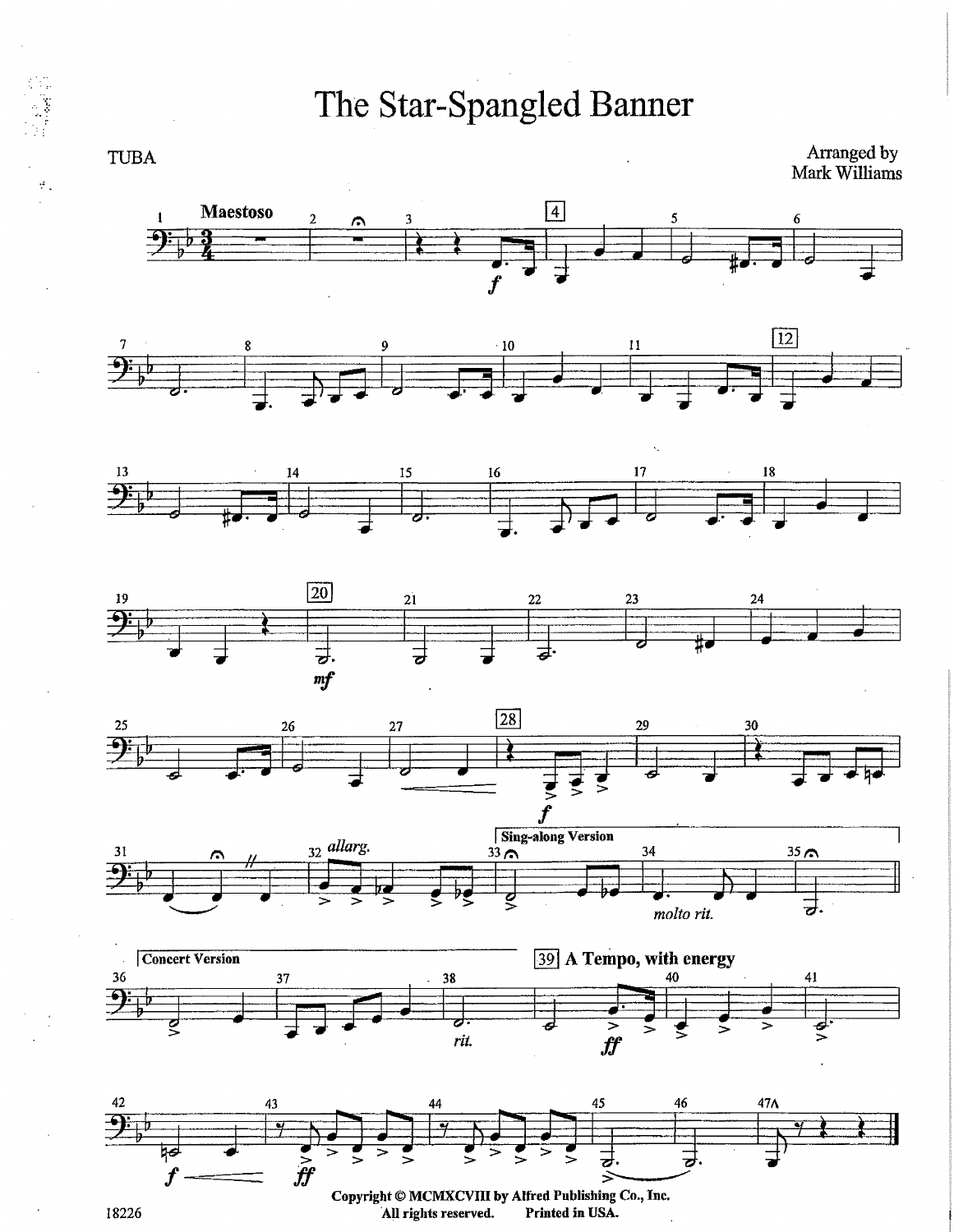# The Star-Spangled Banner

TUBA

Arranged by
Mark Williams

Copyright © MCMXCVIII by Alfred Publishing Co., Inc.
All rights reserved. Printed in USA.

18226